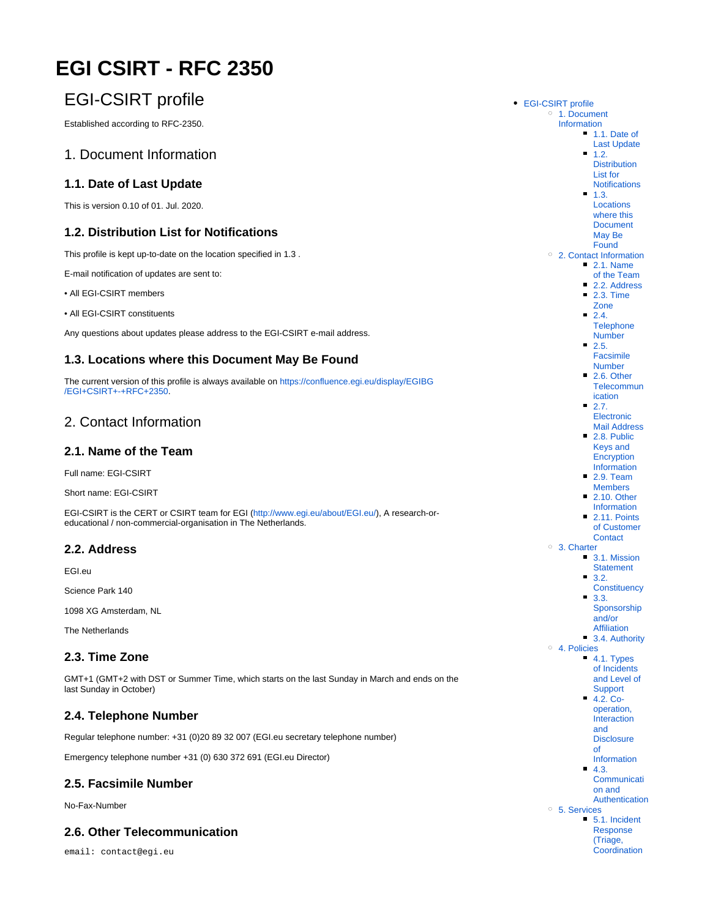# EGI CSIRT - RFC 2350

## EGI-CSIRT profile

Established according to RFC-2350.

## 1. Document Information

### 1.1. Date of Last Update

This is version 0.10 of 01. Jul. 2020.

### 1.2. Distribution List for Notifications

This profile is kept up-to-date on the location specified in 1.3 .

E-mail notification of updates are sent to:

• All EGI-CSIRT members

• All EGI-CSIRT constituents

Any questions about updates please address to the EGI-CSIRT e-mail address.

### 1.3. Locations where this Document May Be Found

The current version of this profile is always available on https://confluence.egi.eu/display/EGIBG/EGI+CSIRT+-+RFC+2350.

## 2. Contact Information

### 2.1. Name of the Team

Full name: EGI-CSIRT

Short name: EGI-CSIRT

EGI-CSIRT is the CERT or CSIRT team for EGI (http://www.egi.eu/about/EGI.eu/), A research-or-educational / non-commercial-organisation in The Netherlands.

### 2.2. Address

EGI.eu

Science Park 140

1098 XG Amsterdam, NL

The Netherlands

### 2.3. Time Zone

GMT+1 (GMT+2 with DST or Summer Time, which starts on the last Sunday in March and ends on the last Sunday in October)

### 2.4. Telephone Number

Regular telephone number: +31 (0)20 89 32 007 (EGI.eu secretary telephone number)

Emergency telephone number +31 (0) 630 372 691 (EGI.eu Director)

### 2.5. Facsimile Number

No-Fax-Number

### 2.6. Other Telecommunication

```
email: contact@egi.eu
```

- EGI-CSIRT profile
  - 1. Document Information
    - 1.1. Date of Last Update
    - 1.2. Distribution List for Notifications
    - 1.3. Locations where this Document May Be Found
  - 2. Contact Information
    - 2.1. Name of the Team
    - 2.2. Address
    - 2.3. Time Zone
    - 2.4. Telephone Number
    - 2.5. Facsimile Number
    - 2.6. Other Telecommunication
    - 2.7. Electronic Mail Address
    - 2.8. Public Keys and Encryption Information
    - 2.9. Team Members
    - 2.10. Other Information
    - 2.11. Points of Customer Contact
  - 3. Charter
    - 3.1. Mission Statement
    - 3.2. Constituency
    - 3.3. Sponsorship and/or Affiliation
    - 3.4. Authority
  - 4. Policies
    - 4.1. Types of Incidents and Level of Support
    - 4.2. Co-operation, Interaction and Disclosure of Information
    - 4.3. Communication and Authentication
  - 5. Services
    - 5.1. Incident Response (Triage, Coordination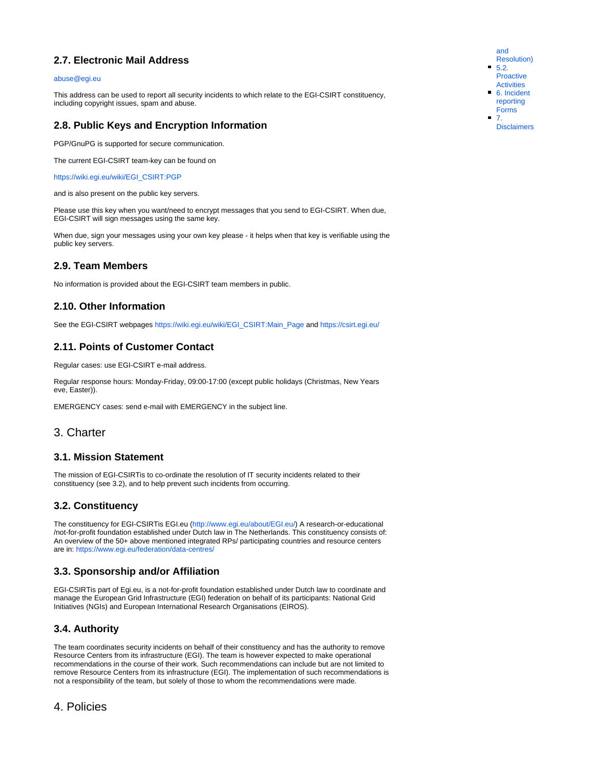### 2.7. Electronic Mail Address

abuse@egi.eu

This address can be used to report all security incidents to which relate to the EGI-CSIRT constituency, including copyright issues, spam and abuse.

### 2.8. Public Keys and Encryption Information

PGP/GnuPG is supported for secure communication.

The current EGI-CSIRT team-key can be found on

https://wiki.egi.eu/wiki/EGI_CSIRT:PGP

and is also present on the public key servers.

Please use this key when you want/need to encrypt messages that you send to EGI-CSIRT. When due, EGI-CSIRT will sign messages using the same key.

When due, sign your messages using your own key please - it helps when that key is verifiable using the public key servers.

### 2.9. Team Members

No information is provided about the EGI-CSIRT team members in public.

### 2.10. Other Information

See the EGI-CSIRT webpages https://wiki.egi.eu/wiki/EGI_CSIRT:Main_Page and https://csirt.egi.eu/

### 2.11. Points of Customer Contact

Regular cases: use EGI-CSIRT e-mail address.

Regular response hours: Monday-Friday, 09:00-17:00 (except public holidays (Christmas, New Years eve, Easter)).

EMERGENCY cases: send e-mail with EMERGENCY in the subject line.

## 3. Charter

### 3.1. Mission Statement

The mission of EGI-CSIRTis to co-ordinate the resolution of IT security incidents related to their constituency (see 3.2), and to help prevent such incidents from occurring.

### 3.2. Constituency

The constituency for EGI-CSIRTis EGI.eu (http://www.egi.eu/about/EGI.eu/) A research-or-educational /not-for-profit foundation established under Dutch law in The Netherlands. This constituency consists of: An overview of the 50+ above mentioned integrated RPs/ participating countries and resource centers are in: https://www.egi.eu/federation/data-centres/

### 3.3. Sponsorship and/or Affiliation

EGI-CSIRTis part of Egi.eu, is a not-for-profit foundation established under Dutch law to coordinate and manage the European Grid Infrastructure (EGI) federation on behalf of its participants: National Grid Initiatives (NGIs) and European International Research Organisations (EIROS).

### 3.4. Authority

The team coordinates security incidents on behalf of their constituency and has the authority to remove Resource Centers from its infrastructure (EGI). The team is however expected to make operational recommendations in the course of their work. Such recommendations can include but are not limited to remove Resource Centers from its infrastructure (EGI). The implementation of such recommendations is not a responsibility of the team, but solely of those to whom the recommendations were made.

## 4. Policies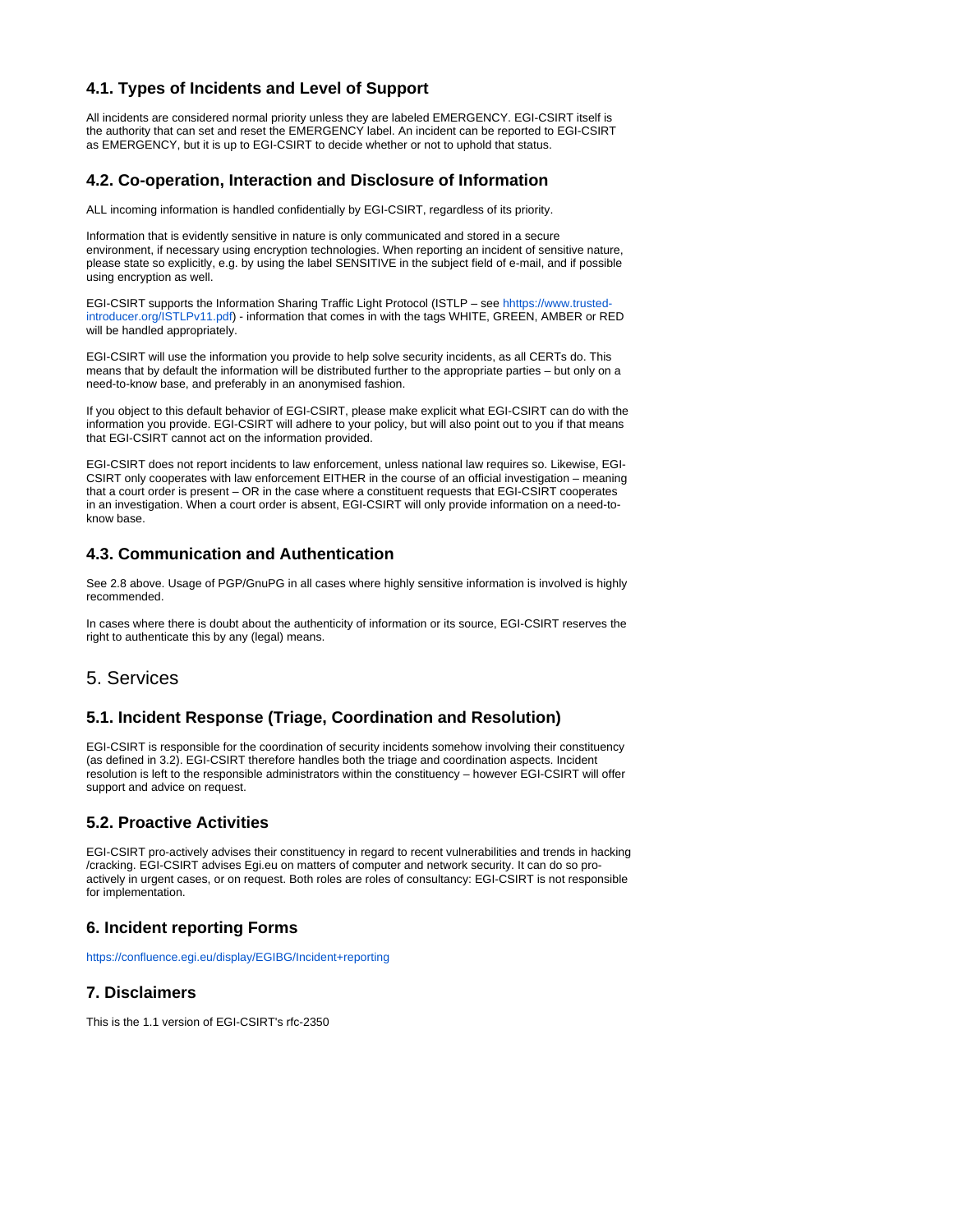### 4.1. Types of Incidents and Level of Support

All incidents are considered normal priority unless they are labeled EMERGENCY. EGI-CSIRT itself is the authority that can set and reset the EMERGENCY label. An incident can be reported to EGI-CSIRT as EMERGENCY, but it is up to EGI-CSIRT to decide whether or not to uphold that status.

### 4.2. Co-operation, Interaction and Disclosure of Information

ALL incoming information is handled confidentially by EGI-CSIRT, regardless of its priority.

Information that is evidently sensitive in nature is only communicated and stored in a secure environment, if necessary using encryption technologies. When reporting an incident of sensitive nature, please state so explicitly, e.g. by using the label SENSITIVE in the subject field of e-mail, and if possible using encryption as well.

EGI-CSIRT supports the Information Sharing Traffic Light Protocol (ISTLP – see hhttps://www.trusted-introducer.org/ISTLPv11.pdf) - information that comes in with the tags WHITE, GREEN, AMBER or RED will be handled appropriately.

EGI-CSIRT will use the information you provide to help solve security incidents, as all CERTs do. This means that by default the information will be distributed further to the appropriate parties – but only on a need-to-know base, and preferably in an anonymised fashion.

If you object to this default behavior of EGI-CSIRT, please make explicit what EGI-CSIRT can do with the information you provide. EGI-CSIRT will adhere to your policy, but will also point out to you if that means that EGI-CSIRT cannot act on the information provided.

EGI-CSIRT does not report incidents to law enforcement, unless national law requires so. Likewise, EGI-CSIRT only cooperates with law enforcement EITHER in the course of an official investigation – meaning that a court order is present – OR in the case where a constituent requests that EGI-CSIRT cooperates in an investigation. When a court order is absent, EGI-CSIRT will only provide information on a need-to-know base.

### 4.3. Communication and Authentication

See 2.8 above. Usage of PGP/GnuPG in all cases where highly sensitive information is involved is highly recommended.

In cases where there is doubt about the authenticity of information or its source, EGI-CSIRT reserves the right to authenticate this by any (legal) means.

## 5. Services

### 5.1. Incident Response (Triage, Coordination and Resolution)

EGI-CSIRT is responsible for the coordination of security incidents somehow involving their constituency (as defined in 3.2). EGI-CSIRT therefore handles both the triage and coordination aspects. Incident resolution is left to the responsible administrators within the constituency – however EGI-CSIRT will offer support and advice on request.

### 5.2. Proactive Activities

EGI-CSIRT pro-actively advises their constituency in regard to recent vulnerabilities and trends in hacking /cracking. EGI-CSIRT advises Egi.eu on matters of computer and network security. It can do so pro-actively in urgent cases, or on request. Both roles are roles of consultancy: EGI-CSIRT is not responsible for implementation.

### 6. Incident reporting Forms

https://confluence.egi.eu/display/EGIBG/Incident+reporting

### 7. Disclaimers

This is the 1.1 version of EGI-CSIRT's rfc-2350